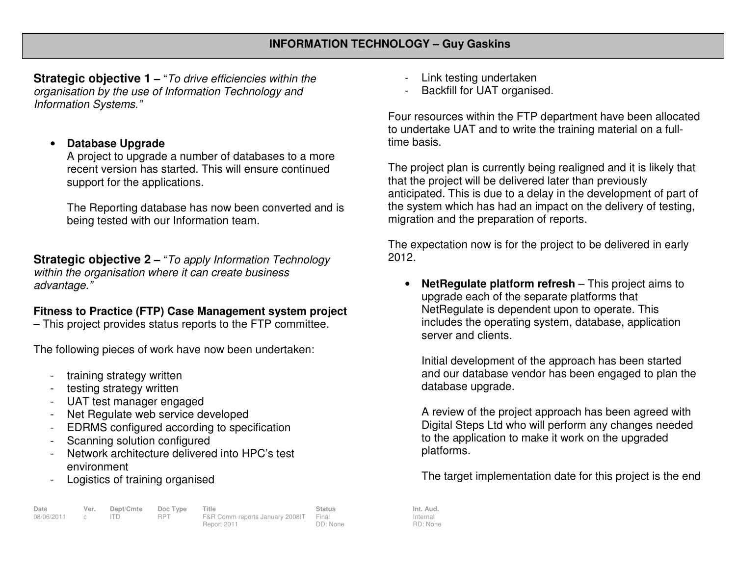## INFORMATION TECHNOLOGY – Guy Gaskins

**Strategic objective 1 –** "*To drive efficiencies within the organisation by the use of Information Technology and Information Systems.*"

- **Database Upgrade**
  A project to upgrade a number of databases to a more recent version has started. This will ensure continued support for the applications.

  The Reporting database has now been converted and is being tested with our Information team.

**Strategic objective 2 –** "*To apply Information Technology within the organisation where it can create business advantage.*"

**Fitness to Practice (FTP) Case Management system project** – This project provides status reports to the FTP committee.

The following pieces of work have now been undertaken:

- training strategy written
- testing strategy written
- UAT test manager engaged
- Net Regulate web service developed
- EDRMS configured according to specification
- Scanning solution configured
- Network architecture delivered into HPC's test environment
- Logistics of training organised
- Link testing undertaken
- Backfill for UAT organised.

Four resources within the FTP department have been allocated to undertake UAT and to write the training material on a full-time basis.

The project plan is currently being realigned and it is likely that that the project will be delivered later than previously anticipated. This is due to a delay in the development of part of the system which has had an impact on the delivery of testing, migration and the preparation of reports.

The expectation now is for the project to be delivered in early 2012.

- **NetRegulate platform refresh** – This project aims to upgrade each of the separate platforms that NetRegulate is dependent upon to operate. This includes the operating system, database, application server and clients.

  Initial development of the approach has been started and our database vendor has been engaged to plan the database upgrade.

  A review of the project approach has been agreed with Digital Steps Ltd who will perform any changes needed to the application to make it work on the upgraded platforms.

  The target implementation date for this project is the end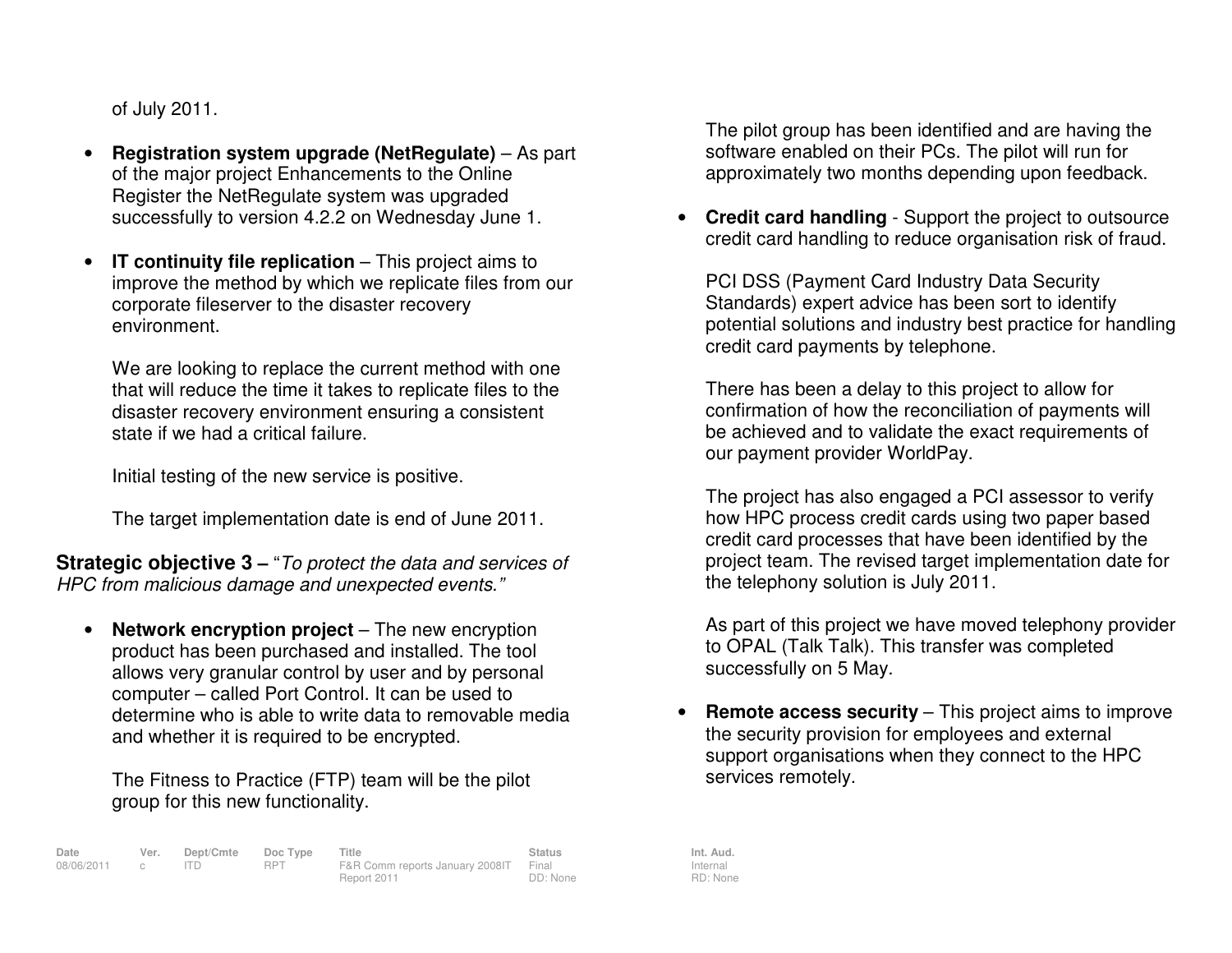of July 2011.

- **Registration system upgrade (NetRegulate)** – As part of the major project Enhancements to the Online Register the NetRegulate system was upgraded successfully to version 4.2.2 on Wednesday June 1.

- **IT continuity file replication** – This project aims to improve the method by which we replicate files from our corporate fileserver to the disaster recovery environment.

  We are looking to replace the current method with one that will reduce the time it takes to replicate files to the disaster recovery environment ensuring a consistent state if we had a critical failure.

  Initial testing of the new service is positive.

  The target implementation date is end of June 2011.

**Strategic objective 3 –** "*To protect the data and services of HPC from malicious damage and unexpected events.*"

- **Network encryption project** – The new encryption product has been purchased and installed. The tool allows very granular control by user and by personal computer – called Port Control. It can be used to determine who is able to write data to removable media and whether it is required to be encrypted.

  The Fitness to Practice (FTP) team will be the pilot group for this new functionality.

  The pilot group has been identified and are having the software enabled on their PCs. The pilot will run for approximately two months depending upon feedback.

- **Credit card handling** - Support the project to outsource credit card handling to reduce organisation risk of fraud.

  PCI DSS (Payment Card Industry Data Security Standards) expert advice has been sort to identify potential solutions and industry best practice for handling credit card payments by telephone.

  There has been a delay to this project to allow for confirmation of how the reconciliation of payments will be achieved and to validate the exact requirements of our payment provider WorldPay.

  The project has also engaged a PCI assessor to verify how HPC process credit cards using two paper based credit card processes that have been identified by the project team. The revised target implementation date for the telephony solution is July 2011.

  As part of this project we have moved telephony provider to OPAL (Talk Talk). This transfer was completed successfully on 5 May.

- **Remote access security** – This project aims to improve the security provision for employees and external support organisations when they connect to the HPC services remotely.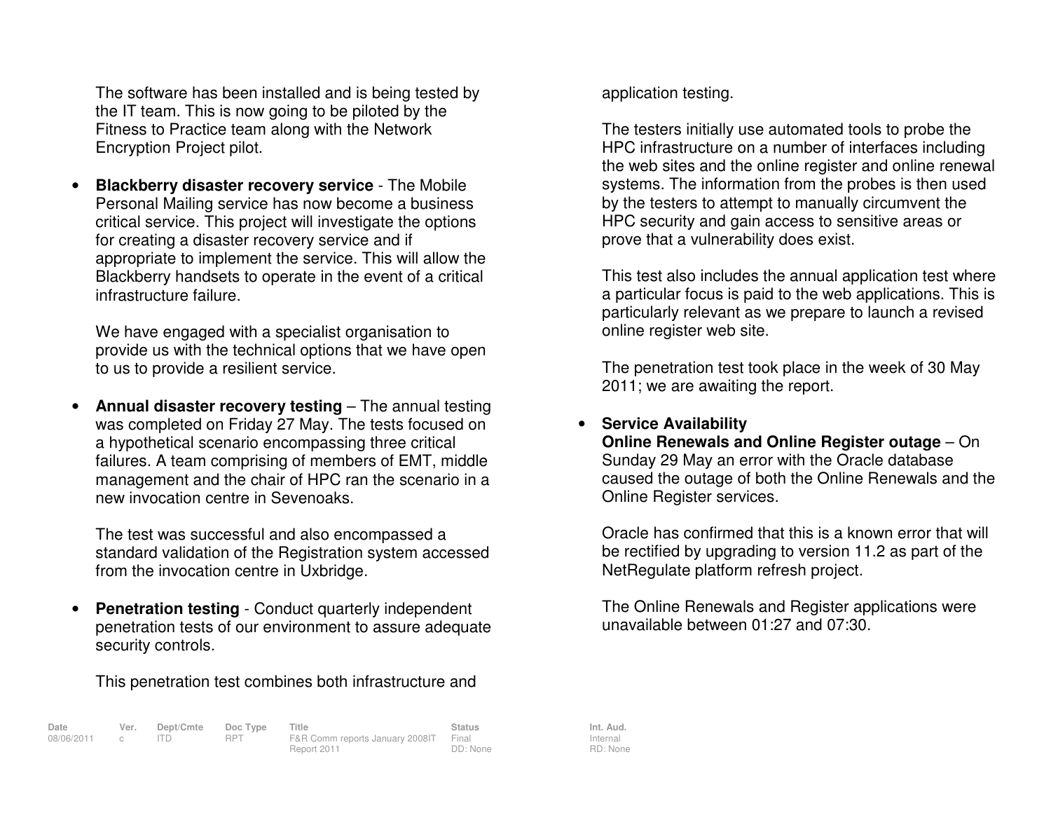The software has been installed and is being tested by the IT team. This is now going to be piloted by the Fitness to Practice team along with the Network Encryption Project pilot.

- **Blackberry disaster recovery service** - The Mobile Personal Mailing service has now become a business critical service. This project will investigate the options for creating a disaster recovery service and if appropriate to implement the service. This will allow the Blackberry handsets to operate in the event of a critical infrastructure failure.

  We have engaged with a specialist organisation to provide us with the technical options that we have open to us to provide a resilient service.

- **Annual disaster recovery testing** – The annual testing was completed on Friday 27 May. The tests focused on a hypothetical scenario encompassing three critical failures. A team comprising of members of EMT, middle management and the chair of HPC ran the scenario in a new invocation centre in Sevenoaks.

  The test was successful and also encompassed a standard validation of the Registration system accessed from the invocation centre in Uxbridge.

- **Penetration testing** - Conduct quarterly independent penetration tests of our environment to assure adequate security controls.

  This penetration test combines both infrastructure and application testing.

  The testers initially use automated tools to probe the HPC infrastructure on a number of interfaces including the web sites and the online register and online renewal systems. The information from the probes is then used by the testers to attempt to manually circumvent the HPC security and gain access to sensitive areas or prove that a vulnerability does exist.

  This test also includes the annual application test where a particular focus is paid to the web applications. This is particularly relevant as we prepare to launch a revised online register web site.

  The penetration test took place in the week of 30 May 2011; we are awaiting the report.

- **Service Availability**
  **Online Renewals and Online Register outage** – On Sunday 29 May an error with the Oracle database caused the outage of both the Online Renewals and the Online Register services.

  Oracle has confirmed that this is a known error that will be rectified by upgrading to version 11.2 as part of the NetRegulate platform refresh project.

  The Online Renewals and Register applications were unavailable between 01:27 and 07:30.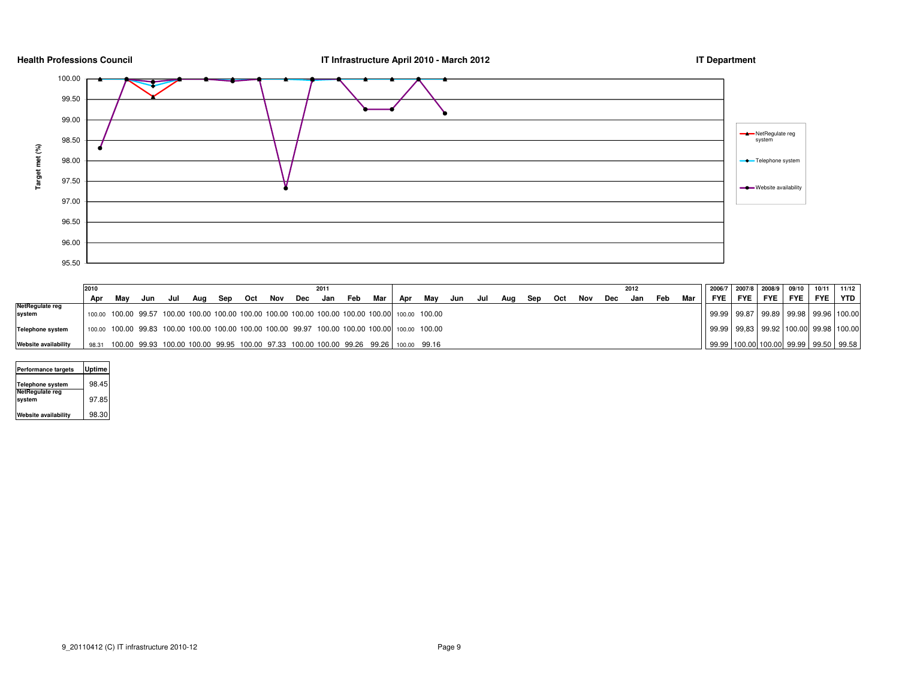**Health Professions Council** **IT Infrastructure April 2010 - March 2012** **IT Department**

100.00
99.50
99.00
98.50
98.00
97.50
97.00
96.50
96.00
95.50

Target met (%)

NetRegulate reg system
Telephone system
Website availability

| | 2010 Apr | May | Jun | Jul | Aug | Sep | Oct | Nov | Dec | 2011 Jan | Feb | Mar | Apr | May | Jun | Jul | Aug | Sep | Oct | Nov | Dec | 2012 Jan | Feb | Mar | 2006/7 FYE | 2007/8 FYE | 2008/9 FYE | 09/10 FYE | 10/11 FYE | 11/12 YTD |
|---|---|---|---|---|---|---|---|---|---|---|---|---|---|---|---|---|---|---|---|---|---|---|---|---|---|---|---|---|---|---|
| NetRegulate reg system | 100.00 | 100.00 | 99.57 | 100.00 | 100.00 | 100.00 | 100.00 | 100.00 | 100.00 | 100.00 | 100.00 | 100.00 | 100.00 | 100.00 | | | | | | | | | | | 99.99 | 99.87 | 99.89 | 99.98 | 99.96 | 100.00 |
| Telephone system | 100.00 | 100.00 | 99.83 | 100.00 | 100.00 | 100.00 | 100.00 | 100.00 | 99.97 | 100.00 | 100.00 | 100.00 | 100.00 | 100.00 | | | | | | | | | | | 99.99 | 99,83 | 99.92 | 100.00 | 99.98 | 100.00 |
| Website availability | 98.31 | 100.00 | 99.93 | 100.00 | 100.00 | 99.95 | 100.00 | 97.33 | 100.00 | 100.00 | 99.26 | 99.26 | 100.00 | 99.16 | | | | | | | | | | | 99.99 | 100.00 | 100.00 | 99.99 | 99.50 | 99.58 |

| Performance targets | Uptime |
|---|---|
| Telephone system | 98.45 |
| NetRegulate reg system | 97.85 |
| Website availability | 98.30 |

9_20110412 (C) IT infrastructure 2010-12